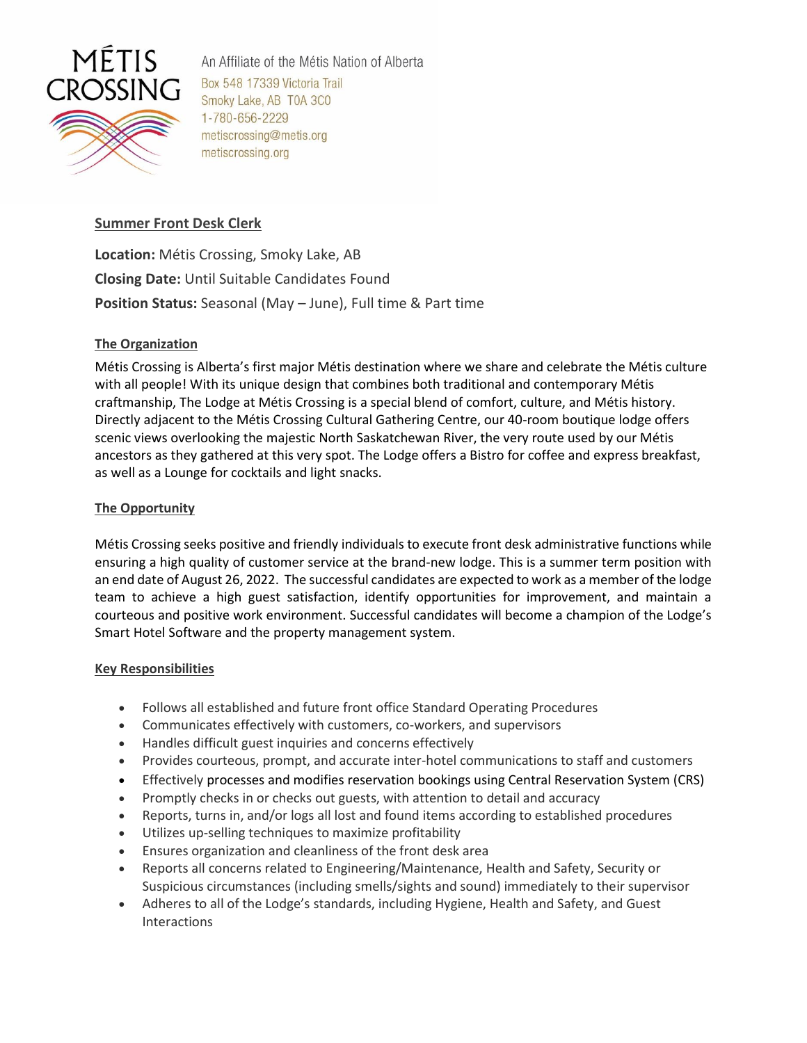MÉTIS CROSSING

An Affiliate of the Métis Nation of Alberta
Box 548 17339 Victoria Trail
Smoky Lake, AB T0A 3C0
1-780-656-2229
metiscrossing@metis.org
metiscrossing.org

## Summer Front Desk Clerk

**Location:** Métis Crossing, Smoky Lake, AB
**Closing Date:** Until Suitable Candidates Found
**Position Status:** Seasonal (May – June), Full time & Part time

### The Organization

Métis Crossing is Alberta's first major Métis destination where we share and celebrate the Métis culture with all people! With its unique design that combines both traditional and contemporary Métis craftmanship, The Lodge at Métis Crossing is a special blend of comfort, culture, and Métis history. Directly adjacent to the Métis Crossing Cultural Gathering Centre, our 40-room boutique lodge offers scenic views overlooking the majestic North Saskatchewan River, the very route used by our Métis ancestors as they gathered at this very spot. The Lodge offers a Bistro for coffee and express breakfast, as well as a Lounge for cocktails and light snacks.

### The Opportunity

Métis Crossing seeks positive and friendly individuals to execute front desk administrative functions while ensuring a high quality of customer service at the brand-new lodge. This is a summer term position with an end date of August 26, 2022. The successful candidates are expected to work as a member of the lodge team to achieve a high guest satisfaction, identify opportunities for improvement, and maintain a courteous and positive work environment. Successful candidates will become a champion of the Lodge's Smart Hotel Software and the property management system.

### Key Responsibilities

- Follows all established and future front office Standard Operating Procedures
- Communicates effectively with customers, co-workers, and supervisors
- Handles difficult guest inquiries and concerns effectively
- Provides courteous, prompt, and accurate inter-hotel communications to staff and customers
- Effectively processes and modifies reservation bookings using Central Reservation System (CRS)
- Promptly checks in or checks out guests, with attention to detail and accuracy
- Reports, turns in, and/or logs all lost and found items according to established procedures
- Utilizes up-selling techniques to maximize profitability
- Ensures organization and cleanliness of the front desk area
- Reports all concerns related to Engineering/Maintenance, Health and Safety, Security or Suspicious circumstances (including smells/sights and sound) immediately to their supervisor
- Adheres to all of the Lodge's standards, including Hygiene, Health and Safety, and Guest Interactions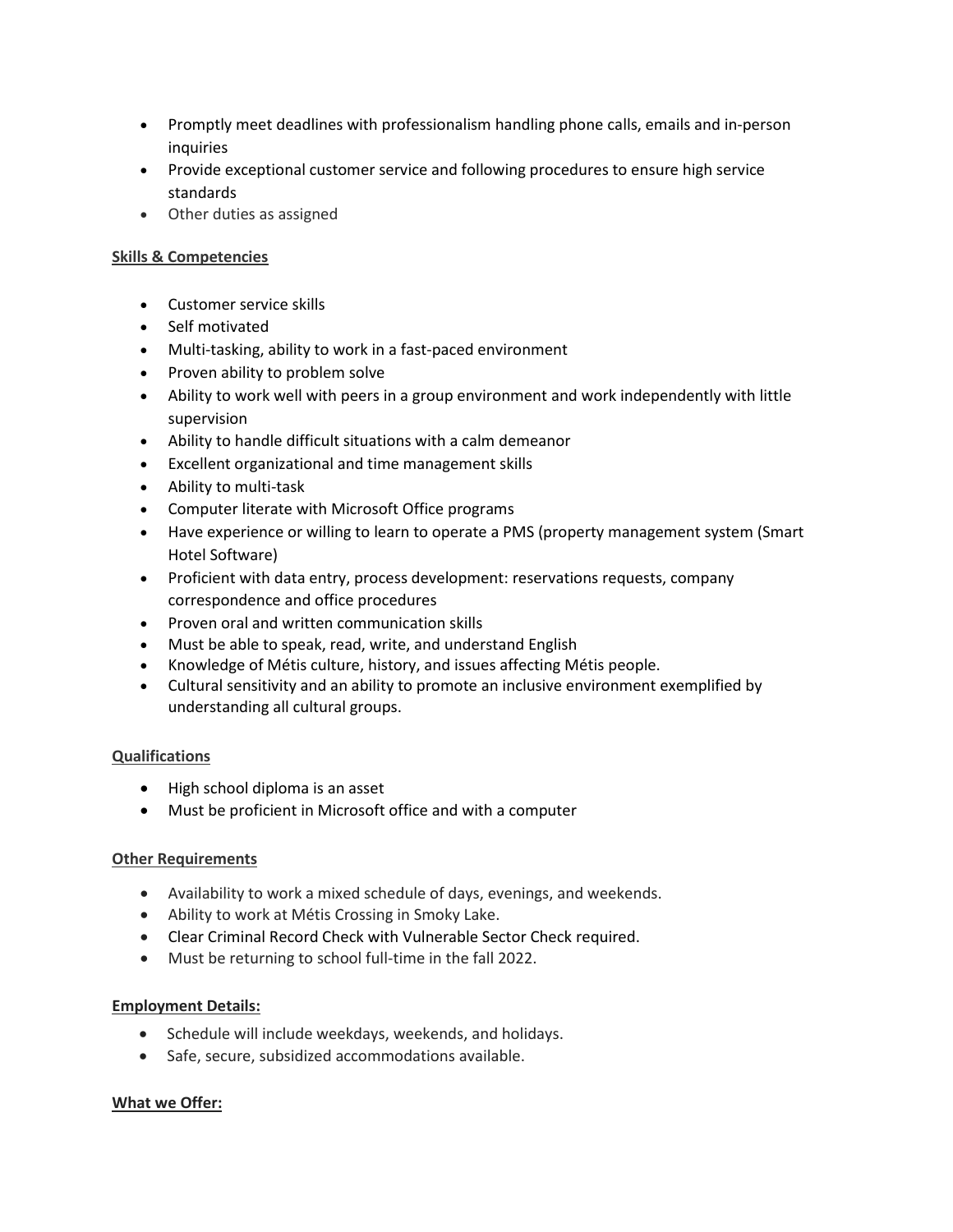- Promptly meet deadlines with professionalism handling phone calls, emails and in-person inquiries
- Provide exceptional customer service and following procedures to ensure high service standards
- Other duties as assigned

**Skills & Competencies**

- Customer service skills
- Self motivated
- Multi-tasking, ability to work in a fast-paced environment
- Proven ability to problem solve
- Ability to work well with peers in a group environment and work independently with little supervision
- Ability to handle difficult situations with a calm demeanor
- Excellent organizational and time management skills
- Ability to multi-task
- Computer literate with Microsoft Office programs
- Have experience or willing to learn to operate a PMS (property management system (Smart Hotel Software)
- Proficient with data entry, process development: reservations requests, company correspondence and office procedures
- Proven oral and written communication skills
- Must be able to speak, read, write, and understand English
- Knowledge of Métis culture, history, and issues affecting Métis people.
- Cultural sensitivity and an ability to promote an inclusive environment exemplified by understanding all cultural groups.

**Qualifications**

- High school diploma is an asset
- Must be proficient in Microsoft office and with a computer

**Other Requirements**

- Availability to work a mixed schedule of days, evenings, and weekends.
- Ability to work at Métis Crossing in Smoky Lake.
- Clear Criminal Record Check with Vulnerable Sector Check required.
- Must be returning to school full-time in the fall 2022.

**Employment Details:**

- Schedule will include weekdays, weekends, and holidays.
- Safe, secure, subsidized accommodations available.

**What we Offer:**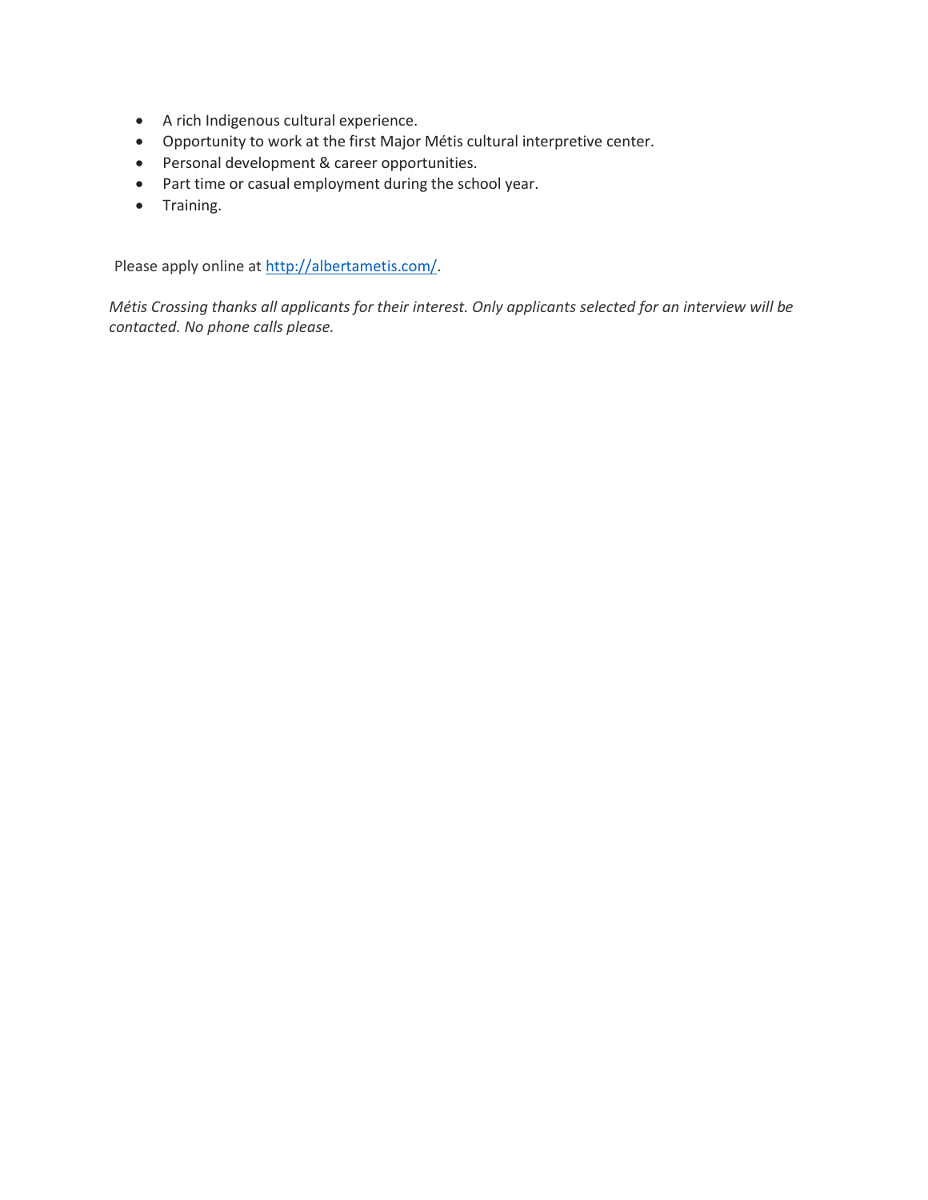- A rich Indigenous cultural experience.
- Opportunity to work at the first Major Métis cultural interpretive center.
- Personal development & career opportunities.
- Part time or casual employment during the school year.
- Training.

Please apply online at [http://albertametis.com/](http://albertametis.com/).

*Métis Crossing thanks all applicants for their interest. Only applicants selected for an interview will be contacted. No phone calls please.*